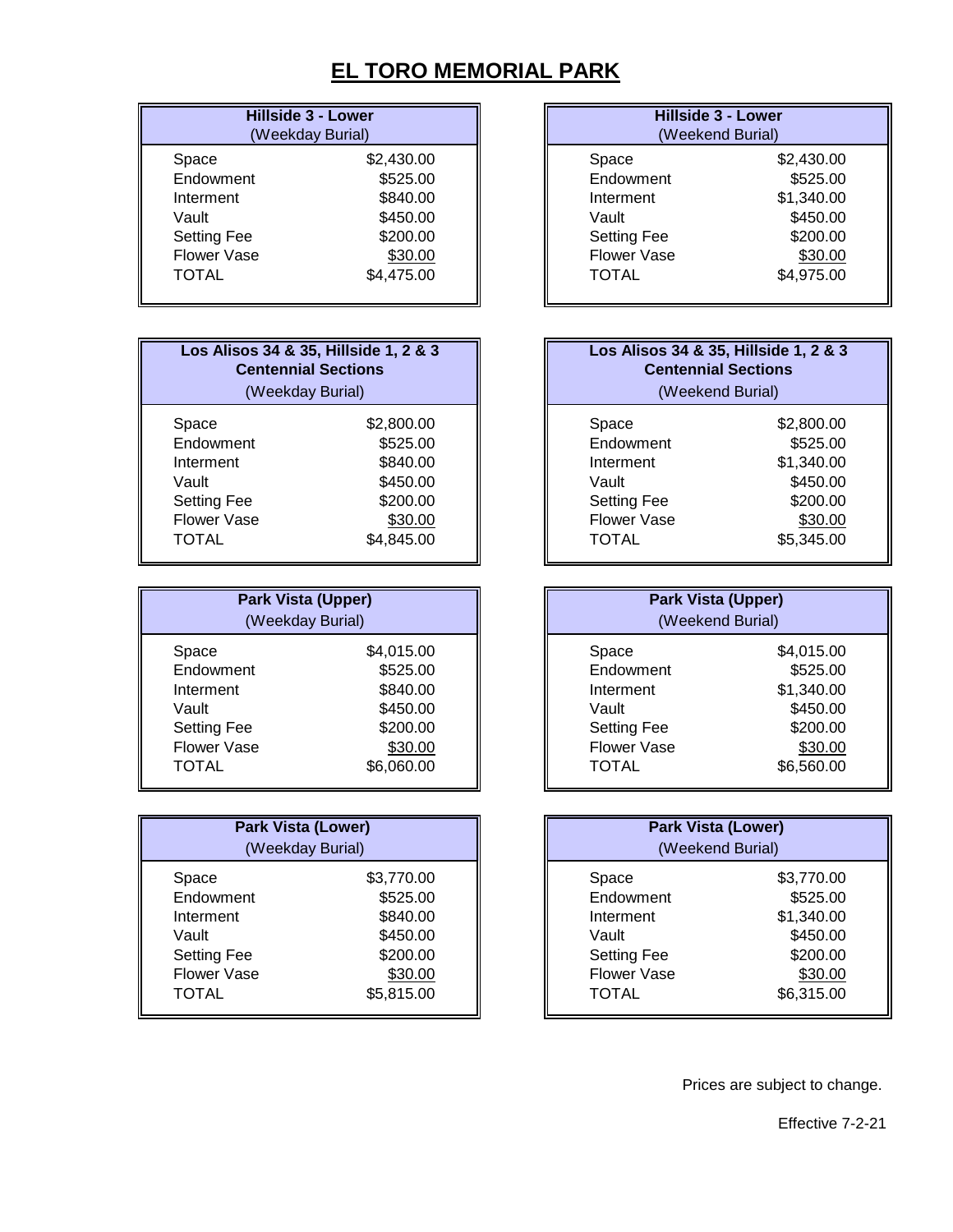# EL TORO MEMORIAL PARK

| Hillside 3 - Lower (Weekday Burial) | |
|---|---|
| Space | $2,430.00 |
| Endowment | $525.00 |
| Interment | $840.00 |
| Vault | $450.00 |
| Setting Fee | $200.00 |
| Flower Vase | $30.00 |
| TOTAL | $4,475.00 |

| Hillside 3 - Lower (Weekend Burial) | |
|---|---|
| Space | $2,430.00 |
| Endowment | $525.00 |
| Interment | $1,340.00 |
| Vault | $450.00 |
| Setting Fee | $200.00 |
| Flower Vase | $30.00 |
| TOTAL | $4,975.00 |

| Los Alisos 34 & 35, Hillside 1, 2 & 3 Centennial Sections (Weekday Burial) | |
|---|---|
| Space | $2,800.00 |
| Endowment | $525.00 |
| Interment | $840.00 |
| Vault | $450.00 |
| Setting Fee | $200.00 |
| Flower Vase | $30.00 |
| TOTAL | $4,845.00 |

| Los Alisos 34 & 35, Hillside 1, 2 & 3 Centennial Sections (Weekend Burial) | |
|---|---|
| Space | $2,800.00 |
| Endowment | $525.00 |
| Interment | $1,340.00 |
| Vault | $450.00 |
| Setting Fee | $200.00 |
| Flower Vase | $30.00 |
| TOTAL | $5,345.00 |

| Park Vista (Upper) (Weekday Burial) | |
|---|---|
| Space | $4,015.00 |
| Endowment | $525.00 |
| Interment | $840.00 |
| Vault | $450.00 |
| Setting Fee | $200.00 |
| Flower Vase | $30.00 |
| TOTAL | $6,060.00 |

| Park Vista (Upper) (Weekend Burial) | |
|---|---|
| Space | $4,015.00 |
| Endowment | $525.00 |
| Interment | $1,340.00 |
| Vault | $450.00 |
| Setting Fee | $200.00 |
| Flower Vase | $30.00 |
| TOTAL | $6,560.00 |

| Park Vista (Lower) (Weekday Burial) | |
|---|---|
| Space | $3,770.00 |
| Endowment | $525.00 |
| Interment | $840.00 |
| Vault | $450.00 |
| Setting Fee | $200.00 |
| Flower Vase | $30.00 |
| TOTAL | $5,815.00 |

| Park Vista (Lower) (Weekend Burial) | |
|---|---|
| Space | $3,770.00 |
| Endowment | $525.00 |
| Interment | $1,340.00 |
| Vault | $450.00 |
| Setting Fee | $200.00 |
| Flower Vase | $30.00 |
| TOTAL | $6,315.00 |

Prices are subject to change.

Effective 7-2-21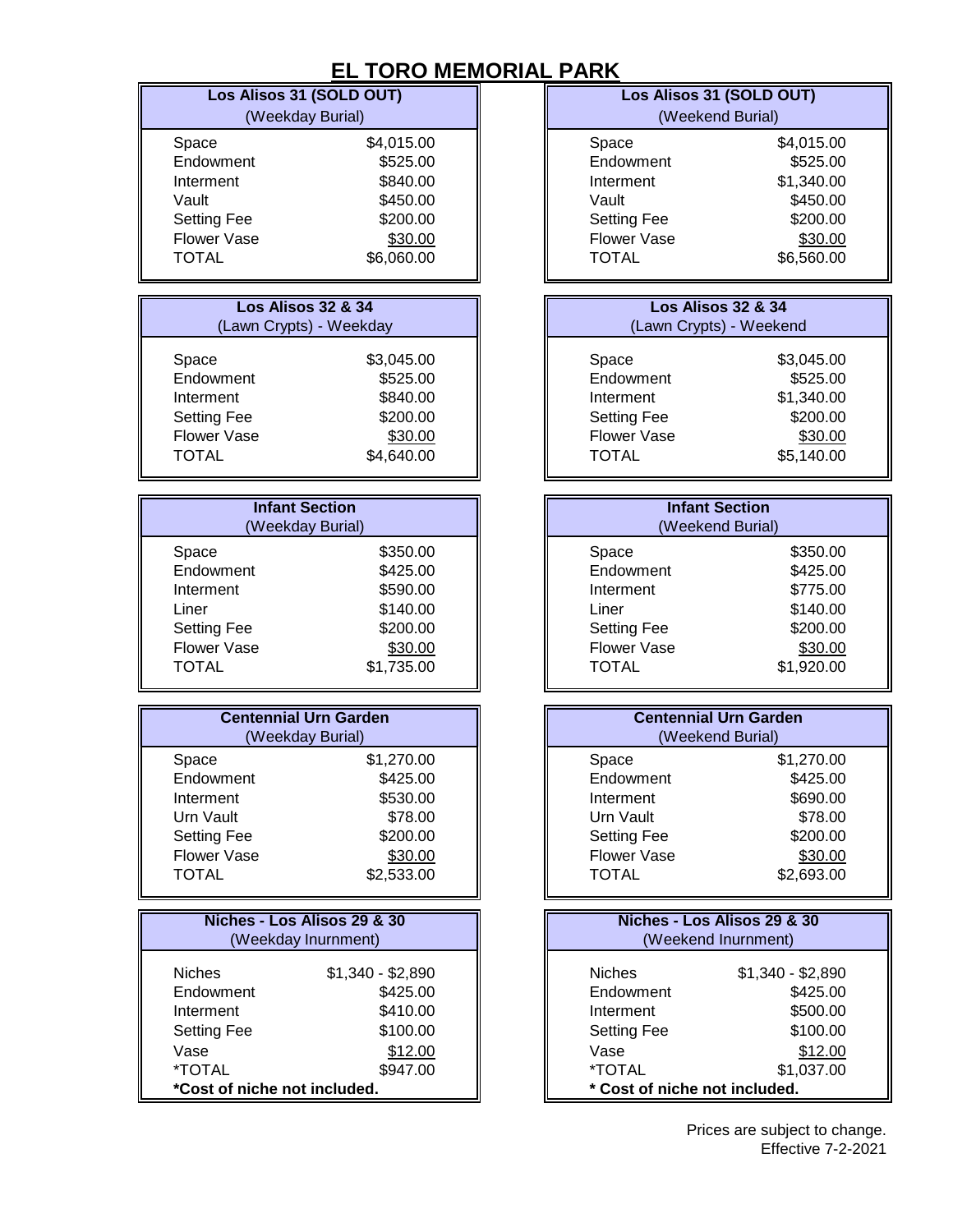# EL TORO MEMORIAL PARK

| Los Alisos 31 (SOLD OUT) (Weekday Burial) | |
|---|---|
| Space | $4,015.00 |
| Endowment | $525.00 |
| Interment | $840.00 |
| Vault | $450.00 |
| Setting Fee | $200.00 |
| Flower Vase | $30.00 |
| TOTAL | $6,060.00 |

| Los Alisos 31 (SOLD OUT) (Weekend Burial) | |
|---|---|
| Space | $4,015.00 |
| Endowment | $525.00 |
| Interment | $1,340.00 |
| Vault | $450.00 |
| Setting Fee | $200.00 |
| Flower Vase | $30.00 |
| TOTAL | $6,560.00 |

| Los Alisos 32 & 34 (Lawn Crypts) - Weekday | |
|---|---|
| Space | $3,045.00 |
| Endowment | $525.00 |
| Interment | $840.00 |
| Setting Fee | $200.00 |
| Flower Vase | $30.00 |
| TOTAL | $4,640.00 |

| Los Alisos 32 & 34 (Lawn Crypts) - Weekend | |
|---|---|
| Space | $3,045.00 |
| Endowment | $525.00 |
| Interment | $1,340.00 |
| Setting Fee | $200.00 |
| Flower Vase | $30.00 |
| TOTAL | $5,140.00 |

| Infant Section (Weekday Burial) | |
|---|---|
| Space | $350.00 |
| Endowment | $425.00 |
| Interment | $590.00 |
| Liner | $140.00 |
| Setting Fee | $200.00 |
| Flower Vase | $30.00 |
| TOTAL | $1,735.00 |

| Infant Section (Weekend Burial) | |
|---|---|
| Space | $350.00 |
| Endowment | $425.00 |
| Interment | $775.00 |
| Liner | $140.00 |
| Setting Fee | $200.00 |
| Flower Vase | $30.00 |
| TOTAL | $1,920.00 |

| Centennial Urn Garden (Weekday Burial) | |
|---|---|
| Space | $1,270.00 |
| Endowment | $425.00 |
| Interment | $530.00 |
| Urn Vault | $78.00 |
| Setting Fee | $200.00 |
| Flower Vase | $30.00 |
| TOTAL | $2,533.00 |

| Centennial Urn Garden (Weekend Burial) | |
|---|---|
| Space | $1,270.00 |
| Endowment | $425.00 |
| Interment | $690.00 |
| Urn Vault | $78.00 |
| Setting Fee | $200.00 |
| Flower Vase | $30.00 |
| TOTAL | $2,693.00 |

| Niches - Los Alisos 29 & 30 (Weekday Inurnment) | |
|---|---|
| Niches | $1,340 - $2,890 |
| Endowment | $425.00 |
| Interment | $410.00 |
| Setting Fee | $100.00 |
| Vase | $12.00 |
| *TOTAL | $947.00 |

**\*Cost of niche not included.**

| Niches - Los Alisos 29 & 30 (Weekend Inurnment) | |
|---|---|
| Niches | $1,340 - $2,890 |
| Endowment | $425.00 |
| Interment | $500.00 |
| Setting Fee | $100.00 |
| Vase | $12.00 |
| *TOTAL | $1,037.00 |

**\* Cost of niche not included.**

Prices are subject to change.
Effective 7-2-2021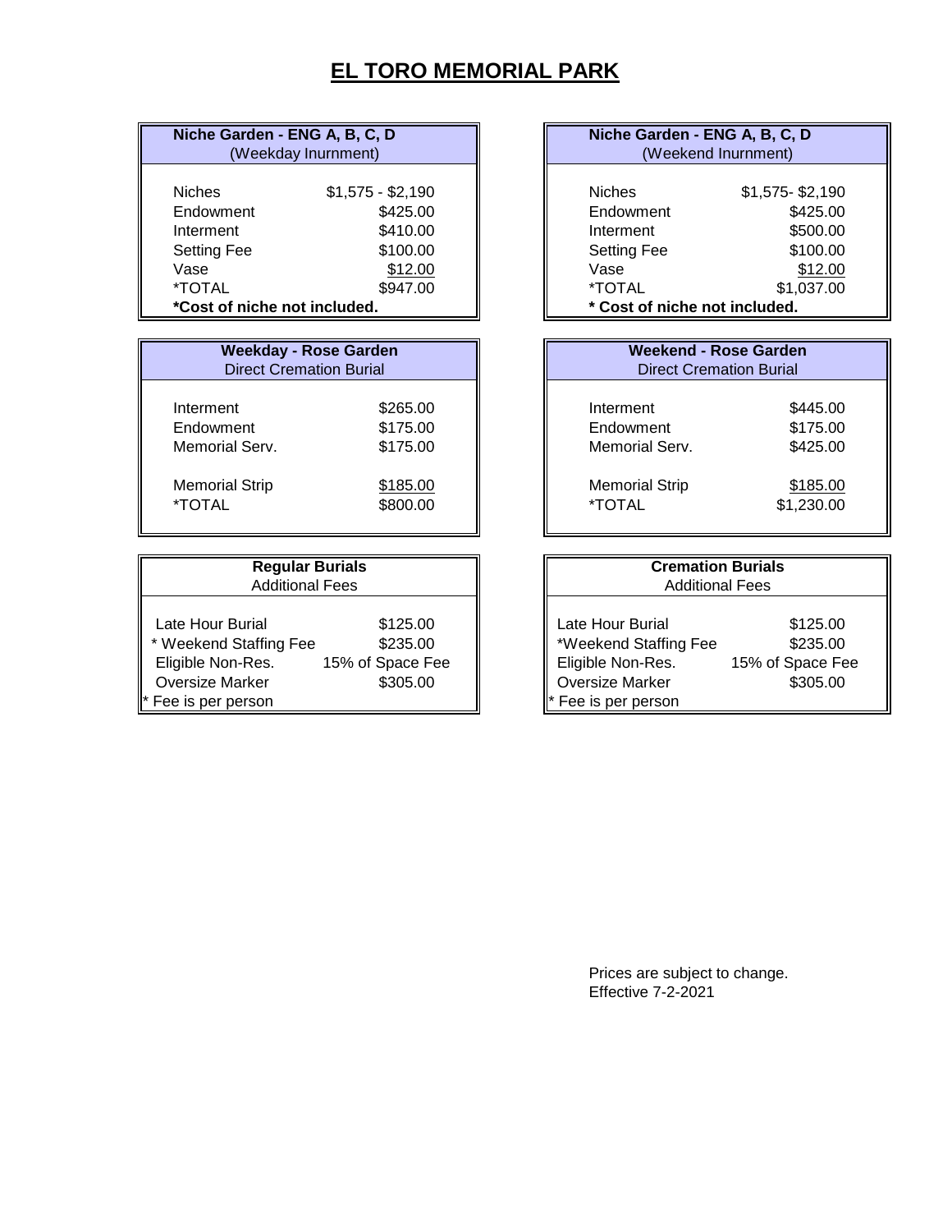# EL TORO MEMORIAL PARK

| Niche Garden - ENG A, B, C, D (Weekday Inurnment) | |
|---|---|
| Niches | $1,575 - $2,190 |
| Endowment | $425.00 |
| Interment | $410.00 |
| Setting Fee | $100.00 |
| Vase | $12.00 |
| *TOTAL | $947.00 |
| **\*Cost of niche not included.** | |

| Niche Garden - ENG A, B, C, D (Weekend Inurnment) | |
|---|---|
| Niches | $1,575- $2,190 |
| Endowment | $425.00 |
| Interment | $500.00 |
| Setting Fee | $100.00 |
| Vase | $12.00 |
| *TOTAL | $1,037.00 |
| **\* Cost of niche not included.** | |

| Weekday - Rose Garden Direct Cremation Burial | |
|---|---|
| Interment | $265.00 |
| Endowment | $175.00 |
| Memorial Serv. | $175.00 |
| Memorial Strip | $185.00 |
| *TOTAL | $800.00 |

| Weekend - Rose Garden Direct Cremation Burial | |
|---|---|
| Interment | $445.00 |
| Endowment | $175.00 |
| Memorial Serv. | $425.00 |
| Memorial Strip | $185.00 |
| *TOTAL | $1,230.00 |

| Regular Burials Additional Fees | |
|---|---|
| Late Hour Burial | $125.00 |
| * Weekend Staffing Fee | $235.00 |
| Eligible Non-Res. | 15% of Space Fee |
| Oversize Marker | $305.00 |
| * Fee is per person | |

| Cremation Burials Additional Fees | |
|---|---|
| Late Hour Burial | $125.00 |
| *Weekend Staffing Fee | $235.00 |
| Eligible Non-Res. | 15% of Space Fee |
| Oversize Marker | $305.00 |
| * Fee is per person | |

Prices are subject to change.
Effective 7-2-2021